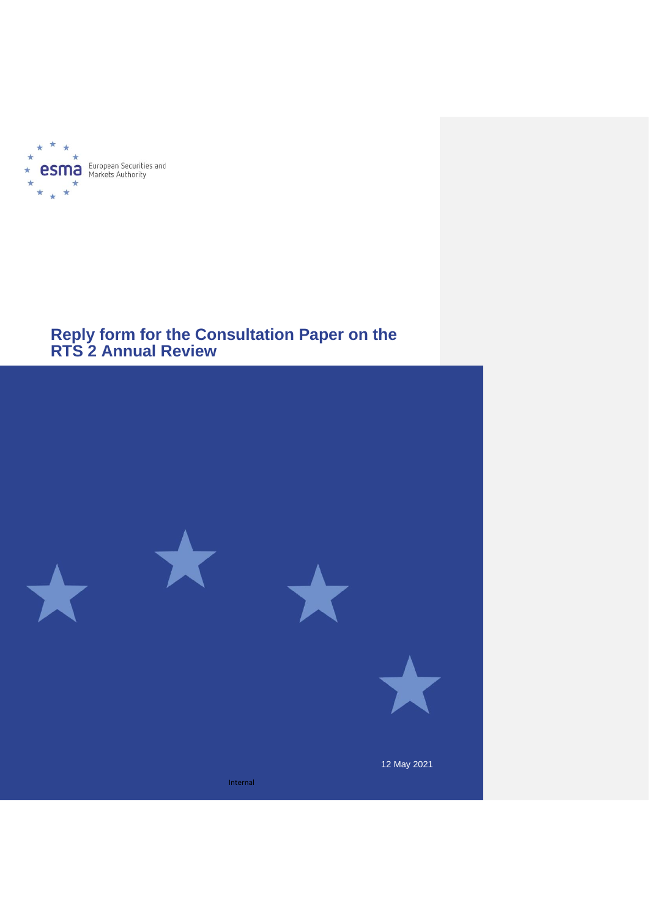European Securities and Markets Authority

# Reply form for the Consultation Paper on the RTS 2 Annual Review

12 May 2021

Internal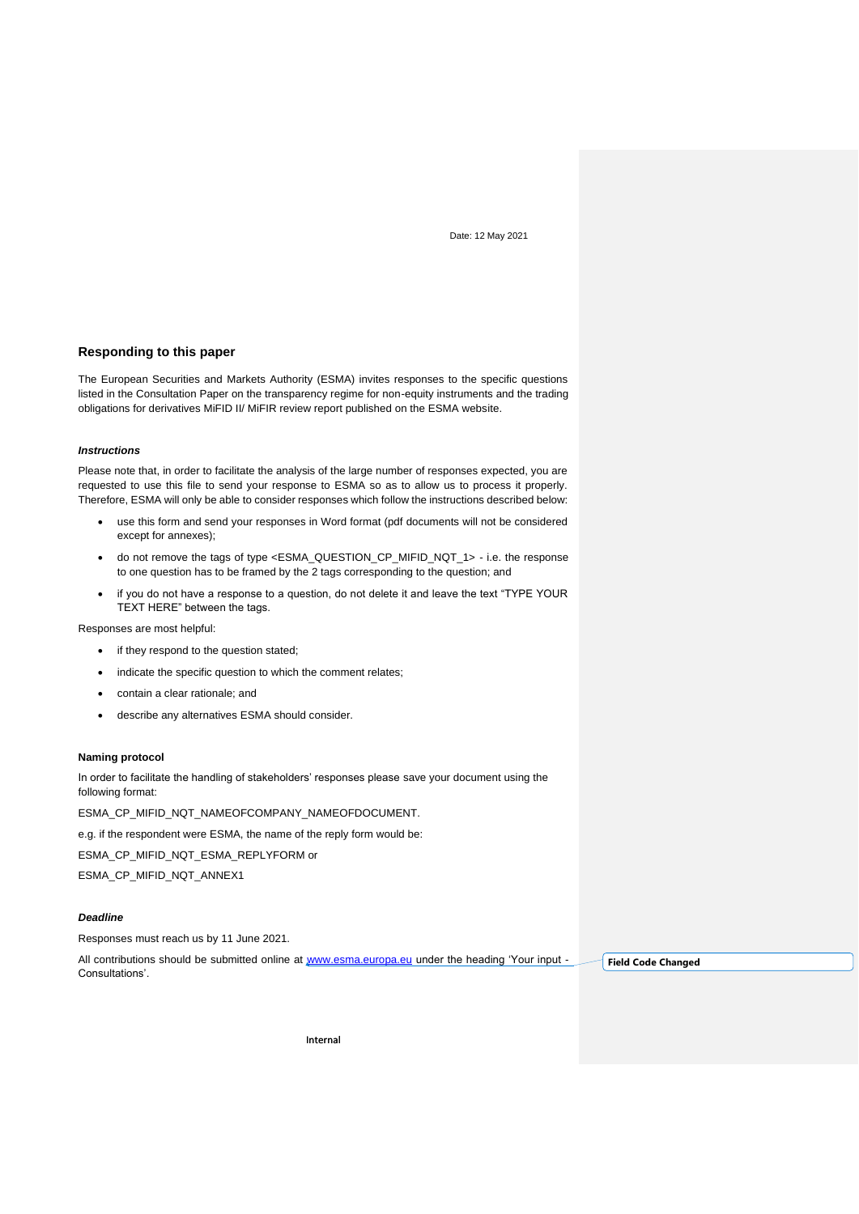Date: 12 May 2021

## Responding to this paper

The European Securities and Markets Authority (ESMA) invites responses to the specific questions listed in the Consultation Paper on the transparency regime for non-equity instruments and the trading obligations for derivatives MiFID II/ MiFIR review report published on the ESMA website.

### *Instructions*

Please note that, in order to facilitate the analysis of the large number of responses expected, you are requested to use this file to send your response to ESMA so as to allow us to process it properly. Therefore, ESMA will only be able to consider responses which follow the instructions described below:

- use this form and send your responses in Word format (pdf documents will not be considered except for annexes);
- do not remove the tags of type <ESMA_QUESTION_CP_MIFID_NQT_1> - i.e. the response to one question has to be framed by the 2 tags corresponding to the question; and
- if you do not have a response to a question, do not delete it and leave the text “TYPE YOUR TEXT HERE” between the tags.

Responses are most helpful:

- if they respond to the question stated;
- indicate the specific question to which the comment relates;
- contain a clear rationale; and
- describe any alternatives ESMA should consider.

### Naming protocol

In order to facilitate the handling of stakeholders' responses please save your document using the following format:

ESMA_CP_MIFID_NQT_NAMEOFCOMPANY_NAMEOFDOCUMENT.

e.g. if the respondent were ESMA, the name of the reply form would be:

ESMA_CP_MIFID_NQT_ESMA_REPLYFORM or

ESMA_CP_MIFID_NQT_ANNEX1

### *Deadline*

Responses must reach us by 11 June 2021.

All contributions should be submitted online at www.esma.europa.eu under the heading 'Your input - Consultations'.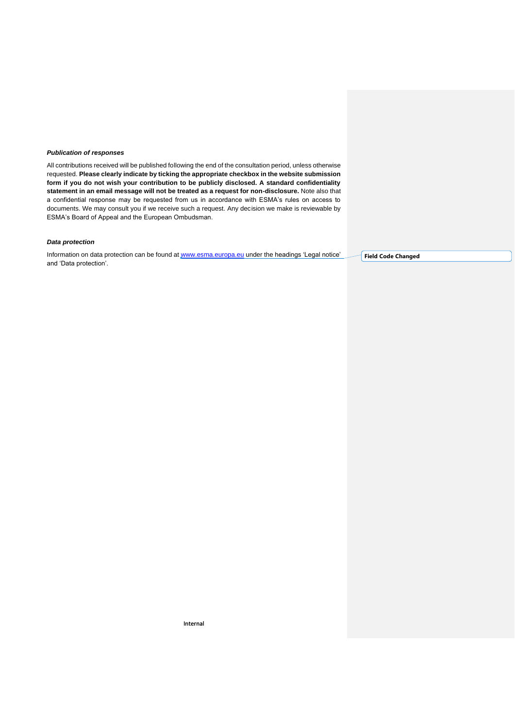***Publication of responses***

All contributions received will be published following the end of the consultation period, unless otherwise requested. **Please clearly indicate by ticking the appropriate checkbox in the website submission form if you do not wish your contribution to be publicly disclosed. A standard confidentiality statement in an email message will not be treated as a request for non-disclosure.** Note also that a confidential response may be requested from us in accordance with ESMA's rules on access to documents. We may consult you if we receive such a request. Any decision we make is reviewable by ESMA's Board of Appeal and the European Ombudsman.

***Data protection***

Information on data protection can be found at www.esma.europa.eu under the headings 'Legal notice' and 'Data protection'.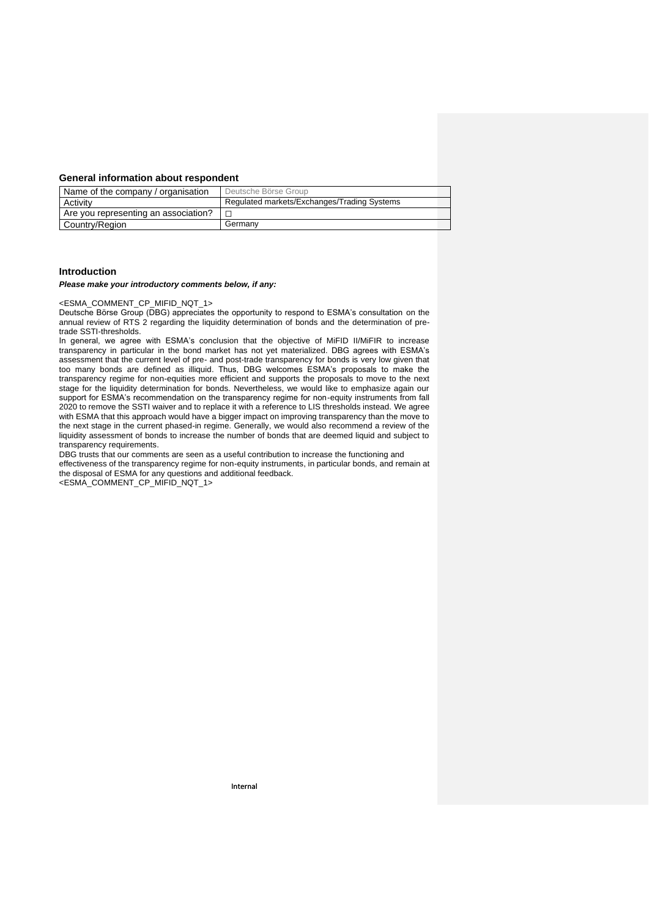## General information about respondent

| Name of the company / organisation | Deutsche Börse Group |
|---|---|
| Activity | Regulated markets/Exchanges/Trading Systems |
| Are you representing an association? | ☐ |
| Country/Region | Germany |

## Introduction

***Please make your introductory comments below, if any:***

<ESMA_COMMENT_CP_MIFID_NQT_1>
Deutsche Börse Group (DBG) appreciates the opportunity to respond to ESMA's consultation on the annual review of RTS 2 regarding the liquidity determination of bonds and the determination of pre-trade SSTI-thresholds.

In general, we agree with ESMA's conclusion that the objective of MiFID II/MiFIR to increase transparency in particular in the bond market has not yet materialized. DBG agrees with ESMA's assessment that the current level of pre- and post-trade transparency for bonds is very low given that too many bonds are defined as illiquid. Thus, DBG welcomes ESMA's proposals to make the transparency regime for non-equities more efficient and supports the proposals to move to the next stage for the liquidity determination for bonds. Nevertheless, we would like to emphasize again our support for ESMA's recommendation on the transparency regime for non-equity instruments from fall 2020 to remove the SSTI waiver and to replace it with a reference to LIS thresholds instead. We agree with ESMA that this approach would have a bigger impact on improving transparency than the move to the next stage in the current phased-in regime. Generally, we would also recommend a review of the liquidity assessment of bonds to increase the number of bonds that are deemed liquid and subject to transparency requirements.

DBG trusts that our comments are seen as a useful contribution to increase the functioning and effectiveness of the transparency regime for non-equity instruments, in particular bonds, and remain at the disposal of ESMA for any questions and additional feedback.
<ESMA_COMMENT_CP_MIFID_NQT_1>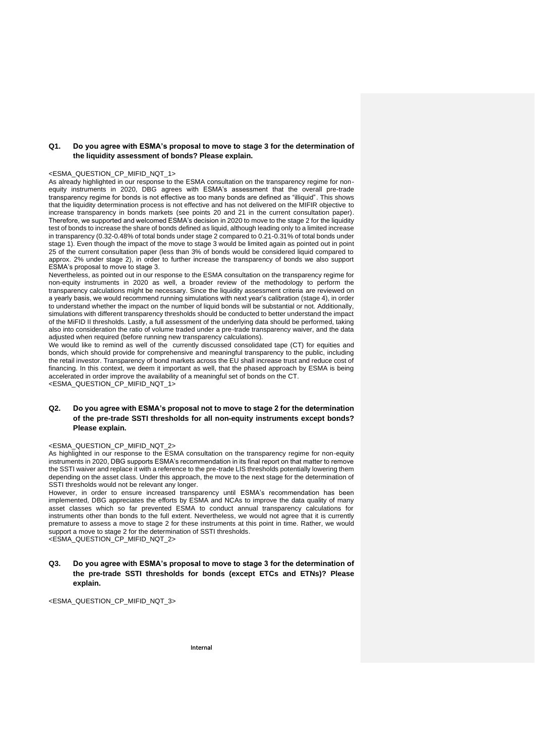**Q1. Do you agree with ESMA's proposal to move to stage 3 for the determination of the liquidity assessment of bonds? Please explain.**

<ESMA_QUESTION_CP_MIFID_NQT_1>
As already highlighted in our response to the ESMA consultation on the transparency regime for non-equity instruments in 2020, DBG agrees with ESMA's assessment that the overall pre-trade transparency regime for bonds is not effective as too many bonds are defined as "illiquid". This shows that the liquidity determination process is not effective and has not delivered on the MIFIR objective to increase transparency in bonds markets (see points 20 and 21 in the current consultation paper). Therefore, we supported and welcomed ESMA's decision in 2020 to move to the stage 2 for the liquidity test of bonds to increase the share of bonds defined as liquid, although leading only to a limited increase in transparency (0.32-0.48% of total bonds under stage 2 compared to 0.21-0.31% of total bonds under stage 1). Even though the impact of the move to stage 3 would be limited again as pointed out in point 25 of the current consultation paper (less than 3% of bonds would be considered liquid compared to approx. 2% under stage 2), in order to further increase the transparency of bonds we also support ESMA's proposal to move to stage 3.

Nevertheless, as pointed out in our response to the ESMA consultation on the transparency regime for non-equity instruments in 2020 as well, a broader review of the methodology to perform the transparency calculations might be necessary. Since the liquidity assessment criteria are reviewed on a yearly basis, we would recommend running simulations with next year's calibration (stage 4), in order to understand whether the impact on the number of liquid bonds will be substantial or not. Additionally, simulations with different transparency thresholds should be conducted to better understand the impact of the MiFID II thresholds. Lastly, a full assessment of the underlying data should be performed, taking also into consideration the ratio of volume traded under a pre-trade transparency waiver, and the data adjusted when required (before running new transparency calculations).

We would like to remind as well of the currently discussed consolidated tape (CT) for equities and bonds, which should provide for comprehensive and meaningful transparency to the public, including the retail investor. Transparency of bond markets across the EU shall increase trust and reduce cost of financing. In this context, we deem it important as well, that the phased approach by ESMA is being accelerated in order improve the availability of a meaningful set of bonds on the CT.
<ESMA_QUESTION_CP_MIFID_NQT_1>

**Q2. Do you agree with ESMA's proposal not to move to stage 2 for the determination of the pre-trade SSTI thresholds for all non-equity instruments except bonds? Please explain.**

<ESMA_QUESTION_CP_MIFID_NQT_2>
As highlighted in our response to the ESMA consultation on the transparency regime for non-equity instruments in 2020, DBG supports ESMA's recommendation in its final report on that matter to remove the SSTI waiver and replace it with a reference to the pre-trade LIS thresholds potentially lowering them depending on the asset class. Under this approach, the move to the next stage for the determination of SSTI thresholds would not be relevant any longer.

However, in order to ensure increased transparency until ESMA's recommendation has been implemented, DBG appreciates the efforts by ESMA and NCAs to improve the data quality of many asset classes which so far prevented ESMA to conduct annual transparency calculations for instruments other than bonds to the full extent. Nevertheless, we would not agree that it is currently premature to assess a move to stage 2 for these instruments at this point in time. Rather, we would support a move to stage 2 for the determination of SSTI thresholds.
<ESMA_QUESTION_CP_MIFID_NQT_2>

**Q3. Do you agree with ESMA's proposal to move to stage 3 for the determination of the pre-trade SSTI thresholds for bonds (except ETCs and ETNs)? Please explain.**

<ESMA_QUESTION_CP_MIFID_NQT_3>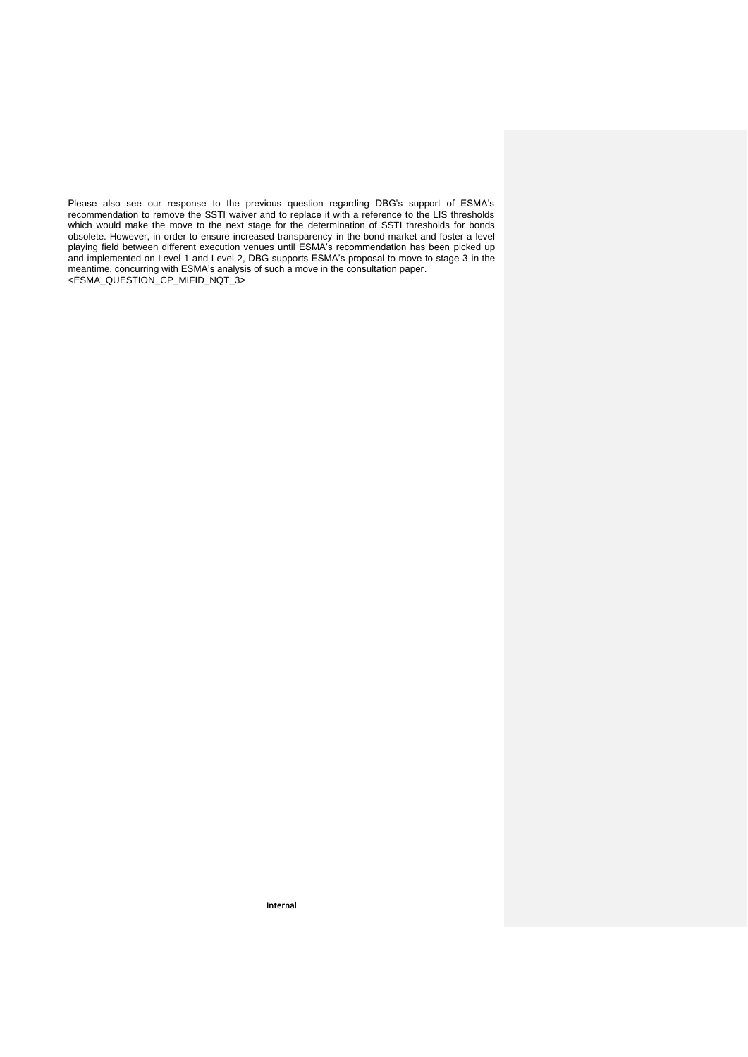Please also see our response to the previous question regarding DBG's support of ESMA's recommendation to remove the SSTI waiver and to replace it with a reference to the LIS thresholds which would make the move to the next stage for the determination of SSTI thresholds for bonds obsolete. However, in order to ensure increased transparency in the bond market and foster a level playing field between different execution venues until ESMA's recommendation has been picked up and implemented on Level 1 and Level 2, DBG supports ESMA's proposal to move to stage 3 in the meantime, concurring with ESMA's analysis of such a move in the consultation paper.
<ESMA_QUESTION_CP_MIFID_NQT_3>